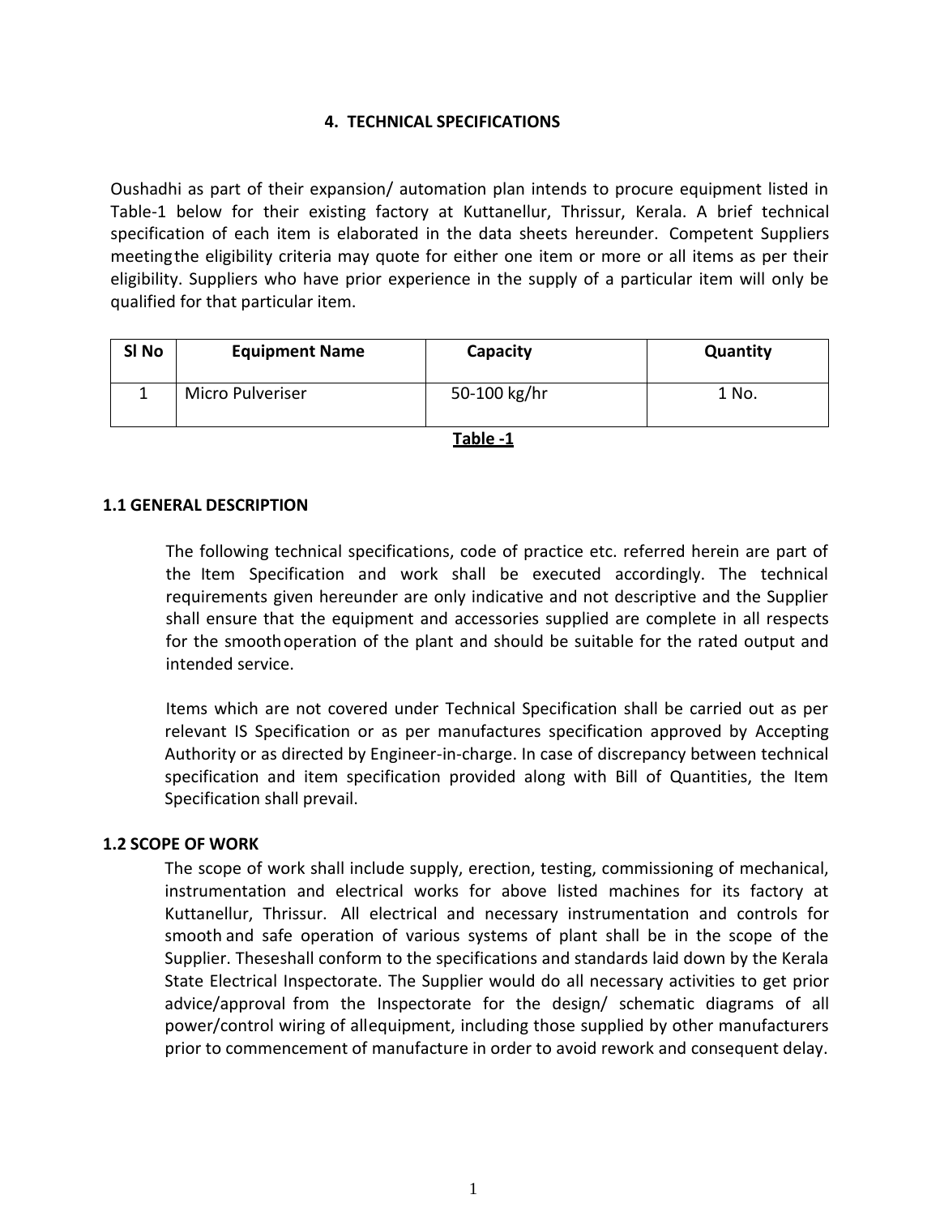# 4. TECHNICAL SPECIFICATIONS

Oushadhi as part of their expansion/ automation plan intends to procure equipment listed in Table-1 below for their existing factory at Kuttanellur, Thrissur, Kerala. A brief technical specification of each item is elaborated in the data sheets hereunder. Competent Suppliers meeting the eligibility criteria may quote for either one item or more or all items as per their eligibility. Suppliers who have prior experience in the supply of a particular item will only be qualified for that particular item.

| Sl No | Equipment Name | Capacity | Quantity |
|---|---|---|---|
| 1 | Micro Pulveriser | 50-100 kg/hr | 1 No. |

**Table -1**

## 1.1 GENERAL DESCRIPTION

The following technical specifications, code of practice etc. referred herein are part of the Item Specification and work shall be executed accordingly. The technical requirements given hereunder are only indicative and not descriptive and the Supplier shall ensure that the equipment and accessories supplied are complete in all respects for the smooth operation of the plant and should be suitable for the rated output and intended service.

Items which are not covered under Technical Specification shall be carried out as per relevant IS Specification or as per manufactures specification approved by Accepting Authority or as directed by Engineer-in-charge. In case of discrepancy between technical specification and item specification provided along with Bill of Quantities, the Item Specification shall prevail.

## 1.2 SCOPE OF WORK

The scope of work shall include supply, erection, testing, commissioning of mechanical, instrumentation and electrical works for above listed machines for its factory at Kuttanellur, Thrissur. All electrical and necessary instrumentation and controls for smooth and safe operation of various systems of plant shall be in the scope of the Supplier. These shall conform to the specifications and standards laid down by the Kerala State Electrical Inspectorate. The Supplier would do all necessary activities to get prior advice/approval from the Inspectorate for the design/ schematic diagrams of all power/control wiring of all equipment, including those supplied by other manufacturers prior to commencement of manufacture in order to avoid rework and consequent delay.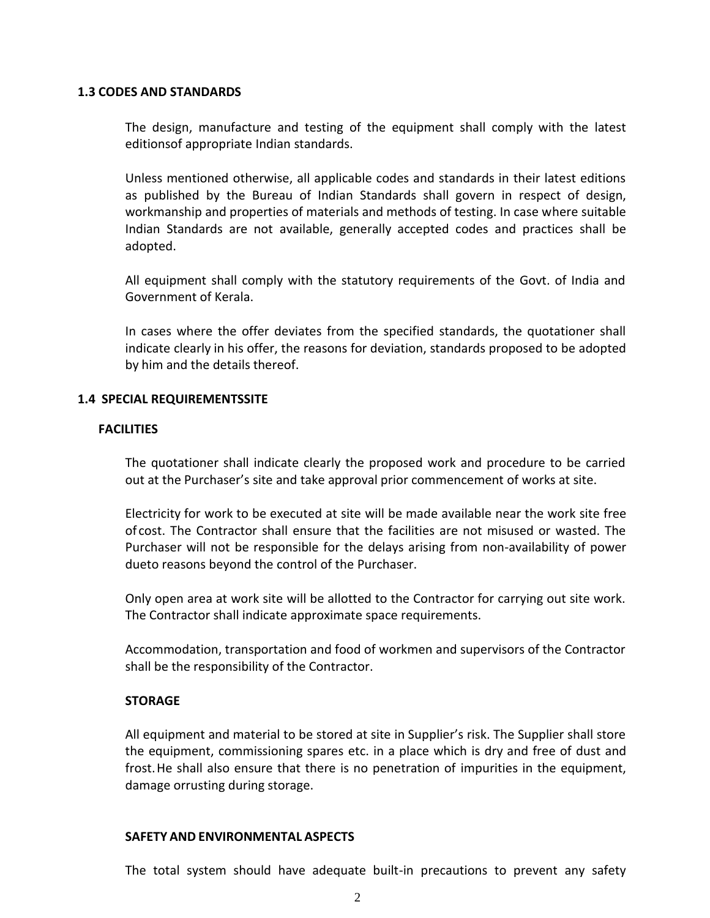### 1.3 CODES AND STANDARDS

The design, manufacture and testing of the equipment shall comply with the latest editionsof appropriate Indian standards.

Unless mentioned otherwise, all applicable codes and standards in their latest editions as published by the Bureau of Indian Standards shall govern in respect of design, workmanship and properties of materials and methods of testing. In case where suitable Indian Standards are not available, generally accepted codes and practices shall be adopted.

All equipment shall comply with the statutory requirements of the Govt. of India and Government of Kerala.

In cases where the offer deviates from the specified standards, the quotationer shall indicate clearly in his offer, the reasons for deviation, standards proposed to be adopted by him and the details thereof.

### 1.4 SPECIAL REQUIREMENTSSITE

**FACILITIES**

The quotationer shall indicate clearly the proposed work and procedure to be carried out at the Purchaser's site and take approval prior commencement of works at site.

Electricity for work to be executed at site will be made available near the work site free ofcost. The Contractor shall ensure that the facilities are not misused or wasted. The Purchaser will not be responsible for the delays arising from non-availability of power dueto reasons beyond the control of the Purchaser.

Only open area at work site will be allotted to the Contractor for carrying out site work. The Contractor shall indicate approximate space requirements.

Accommodation, transportation and food of workmen and supervisors of the Contractor shall be the responsibility of the Contractor.

**STORAGE**

All equipment and material to be stored at site in Supplier's risk. The Supplier shall store the equipment, commissioning spares etc. in a place which is dry and free of dust and frost. He shall also ensure that there is no penetration of impurities in the equipment, damage orrusting during storage.

**SAFETY AND ENVIRONMENTAL ASPECTS**

The total system should have adequate built-in precautions to prevent any safety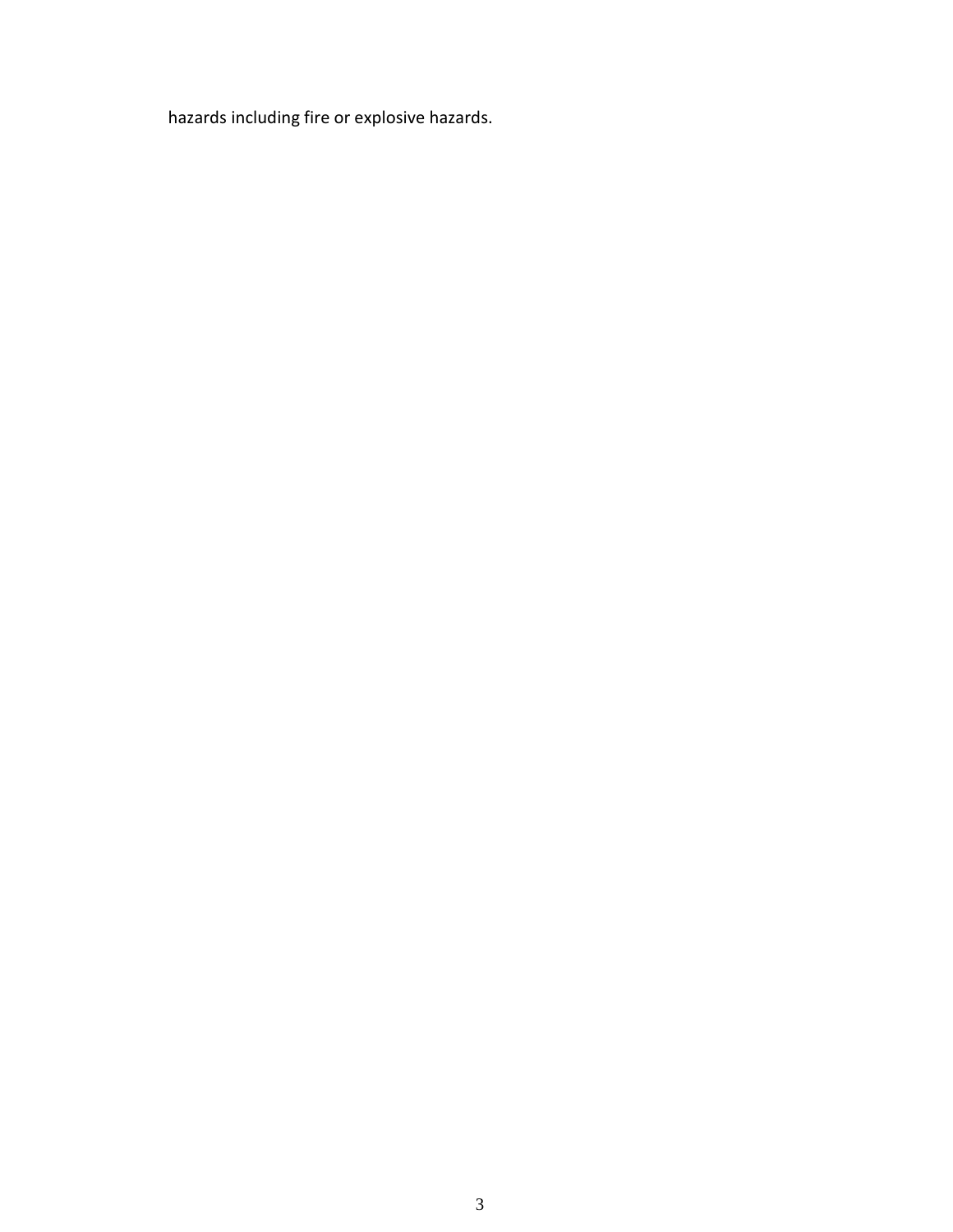hazards including fire or explosive hazards.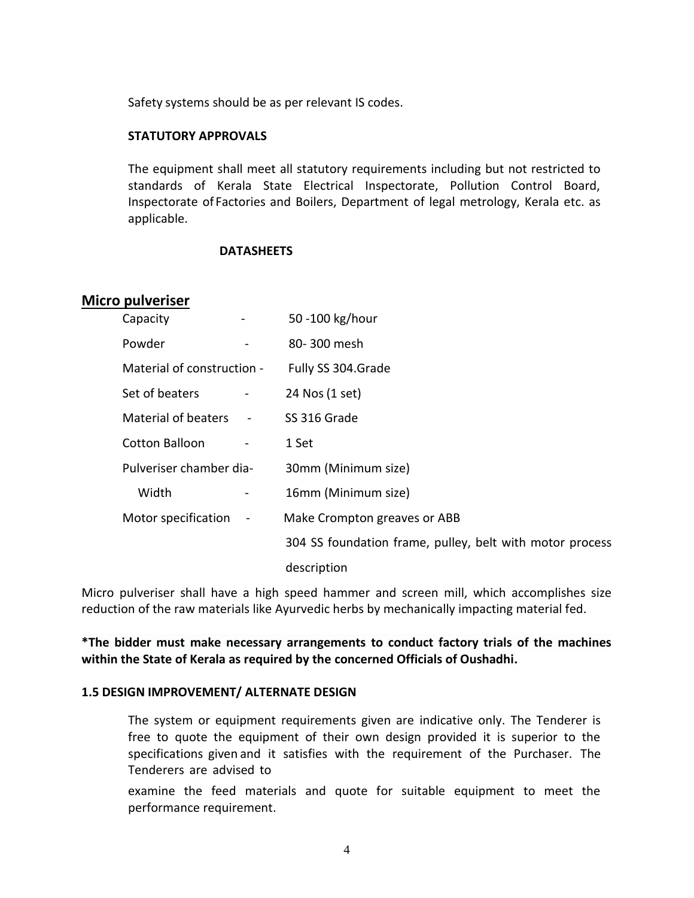Safety systems should be as per relevant IS codes.

**STATUTORY APPROVALS**

The equipment shall meet all statutory requirements including but not restricted to standards of Kerala State Electrical Inspectorate, Pollution Control Board, Inspectorate of Factories and Boilers, Department of legal metrology, Kerala etc. as applicable.

**DATASHEETS**

## Micro pulveriser

| | | |
|---|---|---|
| Capacity | - | 50 -100 kg/hour |
| Powder | - | 80- 300 mesh |
| Material of construction | - | Fully SS 304.Grade |
| Set of beaters | - | 24 Nos (1 set) |
| Material of beaters | - | SS 316 Grade |
| Cotton Balloon | - | 1 Set |
| Pulveriser chamber dia | - | 30mm (Minimum size) |
| Width | - | 16mm (Minimum size) |
| Motor specification | - | Make Crompton greaves or ABB<br>304 SS foundation frame, pulley, belt with motor process description |

Micro pulveriser shall have a high speed hammer and screen mill, which accomplishes size reduction of the raw materials like Ayurvedic herbs by mechanically impacting material fed.

**\*The bidder must make necessary arrangements to conduct factory trials of the machines within the State of Kerala as required by the concerned Officials of Oushadhi.**

**1.5 DESIGN IMPROVEMENT/ ALTERNATE DESIGN**

The system or equipment requirements given are indicative only. The Tenderer is free to quote the equipment of their own design provided it is superior to the specifications given and it satisfies with the requirement of the Purchaser. The Tenderers are advised to

examine the feed materials and quote for suitable equipment to meet the performance requirement.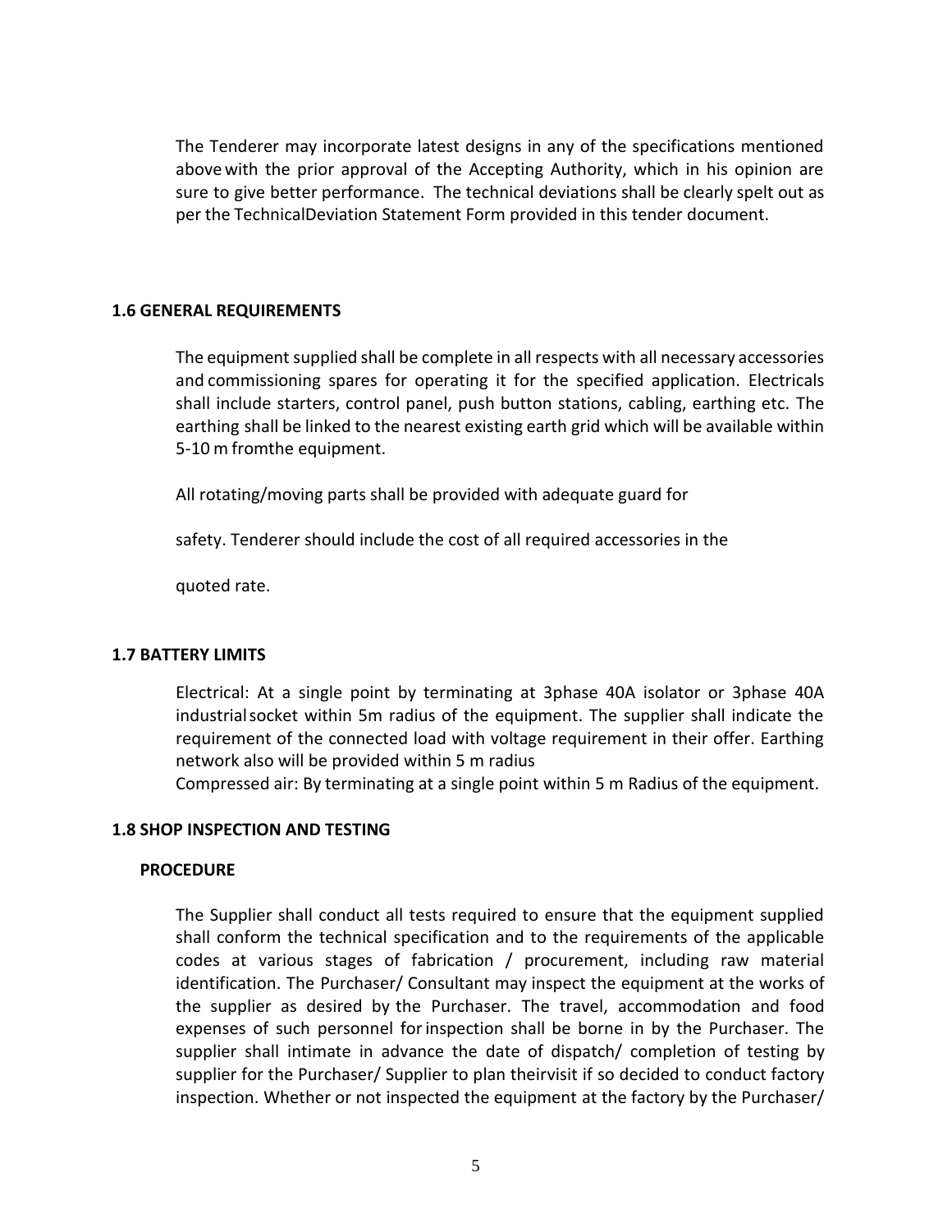The Tenderer may incorporate latest designs in any of the specifications mentioned above with the prior approval of the Accepting Authority, which in his opinion are sure to give better performance. The technical deviations shall be clearly spelt out as per the TechnicalDeviation Statement Form provided in this tender document.

### 1.6 GENERAL REQUIREMENTS

The equipment supplied shall be complete in all respects with all necessary accessories and commissioning spares for operating it for the specified application. Electricals shall include starters, control panel, push button stations, cabling, earthing etc. The earthing shall be linked to the nearest existing earth grid which will be available within 5-10 m fromthe equipment.

All rotating/moving parts shall be provided with adequate guard for

safety. Tenderer should include the cost of all required accessories in the

quoted rate.

### 1.7 BATTERY LIMITS

Electrical: At a single point by terminating at 3phase 40A isolator or 3phase 40A industrialsocket within 5m radius of the equipment. The supplier shall indicate the requirement of the connected load with voltage requirement in their offer. Earthing network also will be provided within 5 m radius
Compressed air: By terminating at a single point within 5 m Radius of the equipment.

### 1.8 SHOP INSPECTION AND TESTING

#### PROCEDURE

The Supplier shall conduct all tests required to ensure that the equipment supplied shall conform the technical specification and to the requirements of the applicable codes at various stages of fabrication / procurement, including raw material identification. The Purchaser/ Consultant may inspect the equipment at the works of the supplier as desired by the Purchaser. The travel, accommodation and food expenses of such personnel for inspection shall be borne in by the Purchaser. The supplier shall intimate in advance the date of dispatch/ completion of testing by supplier for the Purchaser/ Supplier to plan theirvisit if so decided to conduct factory inspection. Whether or not inspected the equipment at the factory by the Purchaser/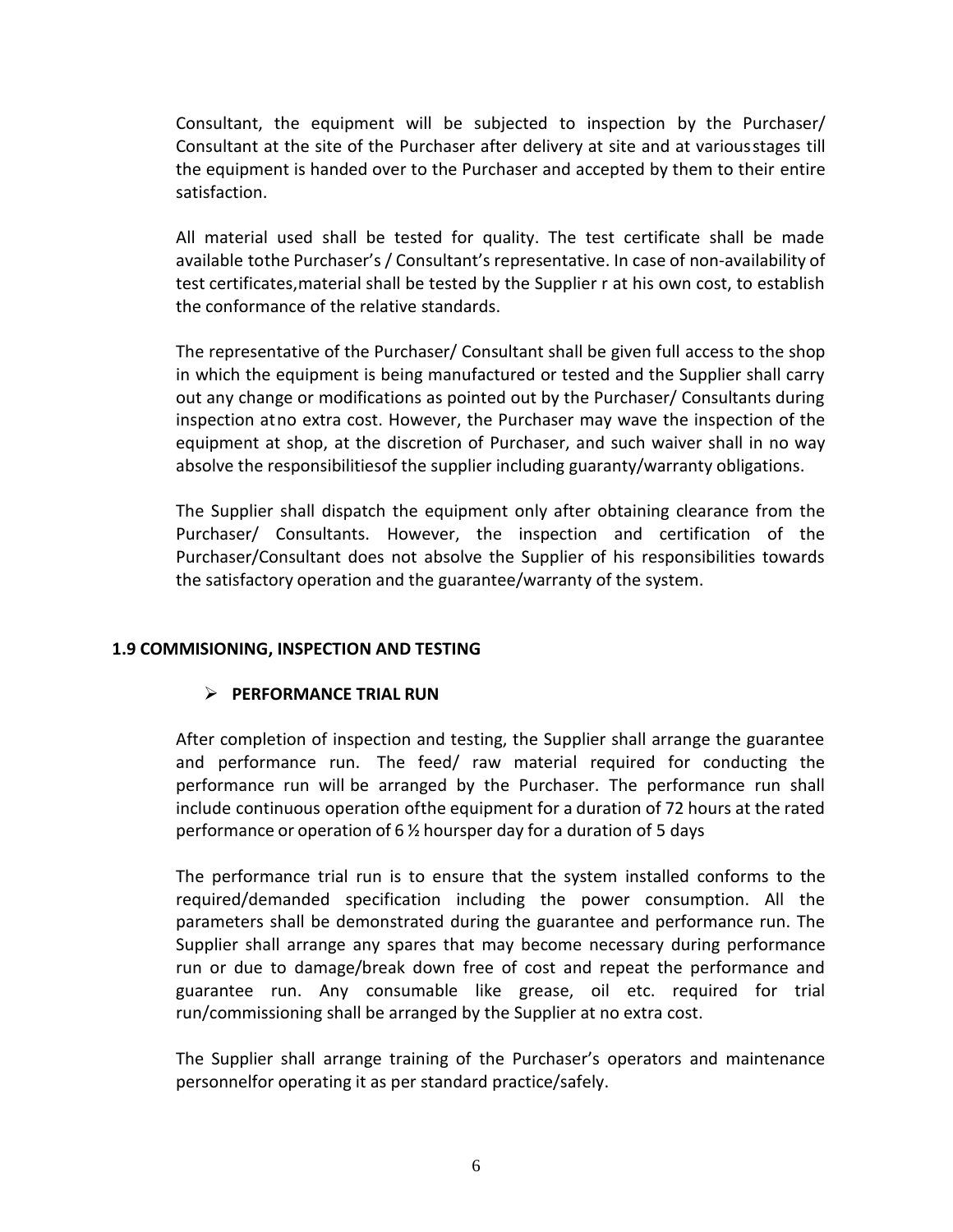Consultant, the equipment will be subjected to inspection by the Purchaser/ Consultant at the site of the Purchaser after delivery at site and at variousstages till the equipment is handed over to the Purchaser and accepted by them to their entire satisfaction.

All material used shall be tested for quality. The test certificate shall be made available tothe Purchaser's / Consultant's representative. In case of non-availability of test certificates,material shall be tested by the Supplier r at his own cost, to establish the conformance of the relative standards.

The representative of the Purchaser/ Consultant shall be given full access to the shop in which the equipment is being manufactured or tested and the Supplier shall carry out any change or modifications as pointed out by the Purchaser/ Consultants during inspection atno extra cost. However, the Purchaser may wave the inspection of the equipment at shop, at the discretion of Purchaser, and such waiver shall in no way absolve the responsibilitiesof the supplier including guaranty/warranty obligations.

The Supplier shall dispatch the equipment only after obtaining clearance from the Purchaser/ Consultants. However, the inspection and certification of the Purchaser/Consultant does not absolve the Supplier of his responsibilities towards the satisfactory operation and the guarantee/warranty of the system.

### 1.9 COMMISIONING, INSPECTION AND TESTING

- **PERFORMANCE TRIAL RUN**

After completion of inspection and testing, the Supplier shall arrange the guarantee and performance run. The feed/ raw material required for conducting the performance run will be arranged by the Purchaser. The performance run shall include continuous operation ofthe equipment for a duration of 72 hours at the rated performance or operation of 6 ½ hoursper day for a duration of 5 days

The performance trial run is to ensure that the system installed conforms to the required/demanded specification including the power consumption. All the parameters shall be demonstrated during the guarantee and performance run. The Supplier shall arrange any spares that may become necessary during performance run or due to damage/break down free of cost and repeat the performance and guarantee run. Any consumable like grease, oil etc. required for trial run/commissioning shall be arranged by the Supplier at no extra cost.

The Supplier shall arrange training of the Purchaser's operators and maintenance personnelfor operating it as per standard practice/safely.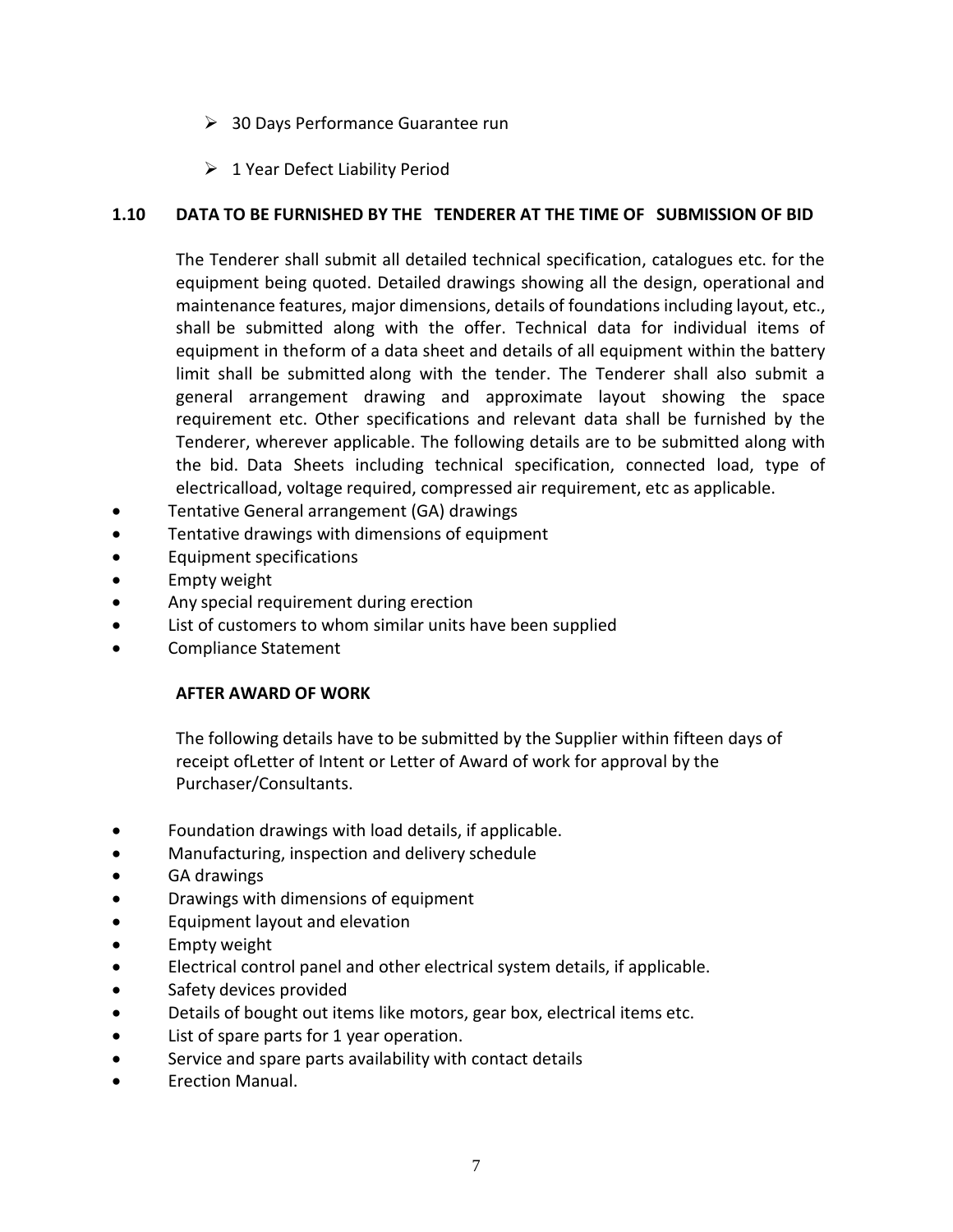- 30 Days Performance Guarantee run
- 1 Year Defect Liability Period

### 1.10 DATA TO BE FURNISHED BY THE TENDERER AT THE TIME OF SUBMISSION OF BID

The Tenderer shall submit all detailed technical specification, catalogues etc. for the equipment being quoted. Detailed drawings showing all the design, operational and maintenance features, major dimensions, details of foundations including layout, etc., shall be submitted along with the offer. Technical data for individual items of equipment in theform of a data sheet and details of all equipment within the battery limit shall be submitted along with the tender. The Tenderer shall also submit a general arrangement drawing and approximate layout showing the space requirement etc. Other specifications and relevant data shall be furnished by the Tenderer, wherever applicable. The following details are to be submitted along with the bid. Data Sheets including technical specification, connected load, type of electricalload, voltage required, compressed air requirement, etc as applicable.

- Tentative General arrangement (GA) drawings
- Tentative drawings with dimensions of equipment
- Equipment specifications
- Empty weight
- Any special requirement during erection
- List of customers to whom similar units have been supplied
- Compliance Statement

**AFTER AWARD OF WORK**

The following details have to be submitted by the Supplier within fifteen days of receipt ofLetter of Intent or Letter of Award of work for approval by the Purchaser/Consultants.

- Foundation drawings with load details, if applicable.
- Manufacturing, inspection and delivery schedule
- GA drawings
- Drawings with dimensions of equipment
- Equipment layout and elevation
- Empty weight
- Electrical control panel and other electrical system details, if applicable.
- Safety devices provided
- Details of bought out items like motors, gear box, electrical items etc.
- List of spare parts for 1 year operation.
- Service and spare parts availability with contact details
- Erection Manual.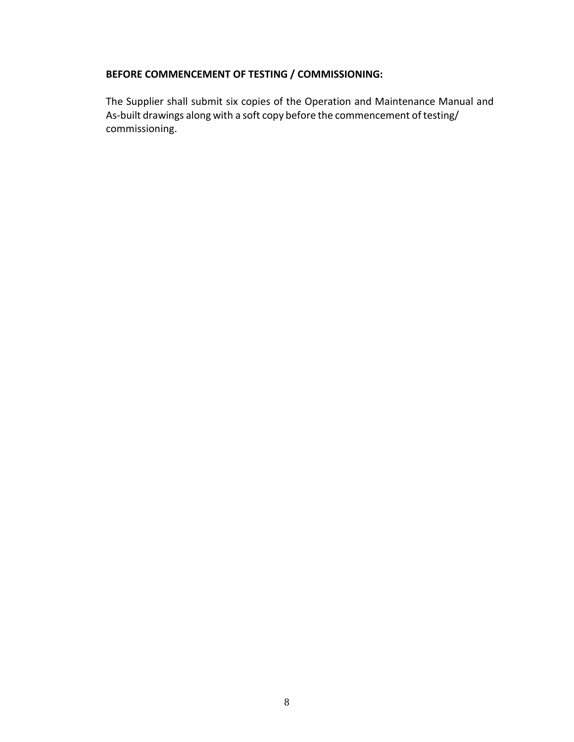**BEFORE COMMENCEMENT OF TESTING / COMMISSIONING:**

The Supplier shall submit six copies of the Operation and Maintenance Manual and As-built drawings along with a soft copy before the commencement of testing/ commissioning.